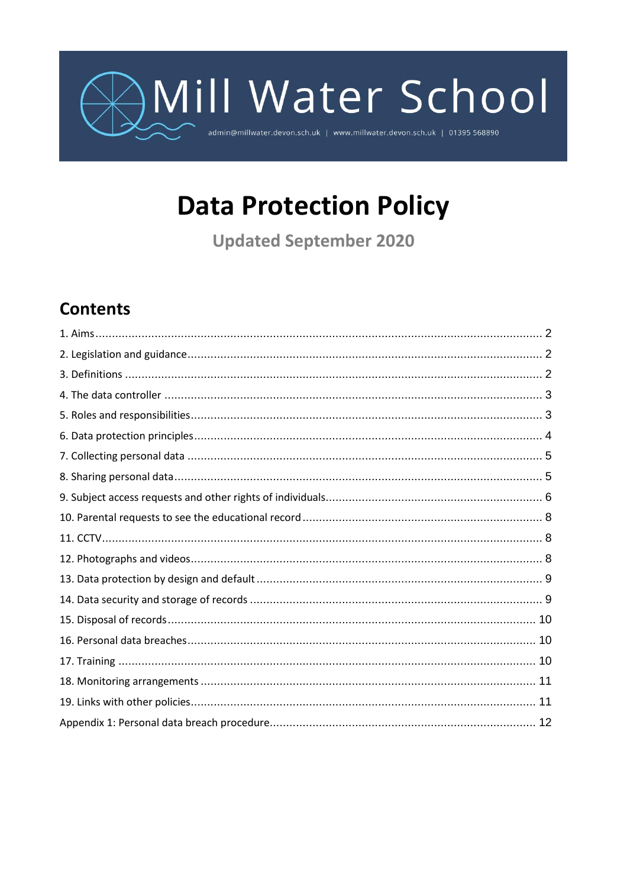# Mill Water School

admin@millwater.devon.sch.uk | www.millwater.devon.sch.uk | 01395 568890

# Data Protection Policy

**Updated September 2020**

## Contents

1. Aims ........................................................................ 2
2. Legislation and guidance ........................................................................ 2
3. Definitions ........................................................................ 2
4. The data controller ........................................................................ 3
5. Roles and responsibilities ........................................................................ 3
6. Data protection principles ........................................................................ 4
7. Collecting personal data ........................................................................ 5
8. Sharing personal data ........................................................................ 5
9. Subject access requests and other rights of individuals ........................................................................ 6
10. Parental requests to see the educational record ........................................................................ 8
11. CCTV ........................................................................ 8
12. Photographs and videos ........................................................................ 8
13. Data protection by design and default ........................................................................ 9
14. Data security and storage of records ........................................................................ 9
15. Disposal of records ........................................................................ 10
16. Personal data breaches ........................................................................ 10
17. Training ........................................................................ 10
18. Monitoring arrangements ........................................................................ 11
19. Links with other policies ........................................................................ 11

Appendix 1: Personal data breach procedure ........................................................................ 12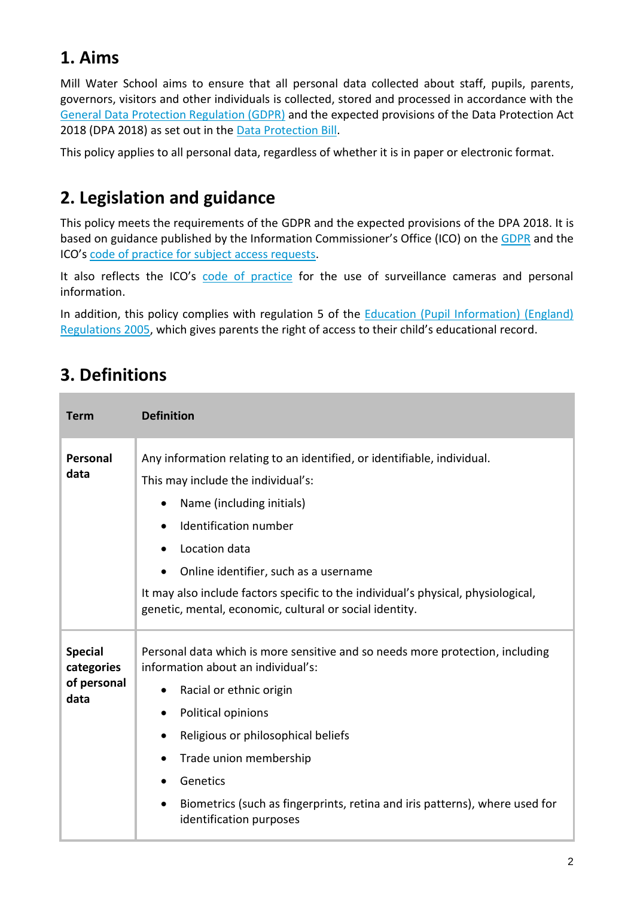## 1. Aims

Mill Water School aims to ensure that all personal data collected about staff, pupils, parents, governors, visitors and other individuals is collected, stored and processed in accordance with the General Data Protection Regulation (GDPR) and the expected provisions of the Data Protection Act 2018 (DPA 2018) as set out in the Data Protection Bill.

This policy applies to all personal data, regardless of whether it is in paper or electronic format.

## 2. Legislation and guidance

This policy meets the requirements of the GDPR and the expected provisions of the DPA 2018. It is based on guidance published by the Information Commissioner's Office (ICO) on the GDPR and the ICO's code of practice for subject access requests.

It also reflects the ICO's code of practice for the use of surveillance cameras and personal information.

In addition, this policy complies with regulation 5 of the Education (Pupil Information) (England) Regulations 2005, which gives parents the right of access to their child's educational record.

## 3. Definitions

| Term | Definition |
|---|---|
| **Personal data** | Any information relating to an identified, or identifiable, individual.<br>This may include the individual's:<br>• Name (including initials)<br>• Identification number<br>• Location data<br>• Online identifier, such as a username<br>It may also include factors specific to the individual's physical, physiological, genetic, mental, economic, cultural or social identity. |
| **Special categories of personal data** | Personal data which is more sensitive and so needs more protection, including information about an individual's:<br>• Racial or ethnic origin<br>• Political opinions<br>• Religious or philosophical beliefs<br>• Trade union membership<br>• Genetics<br>• Biometrics (such as fingerprints, retina and iris patterns), where used for identification purposes |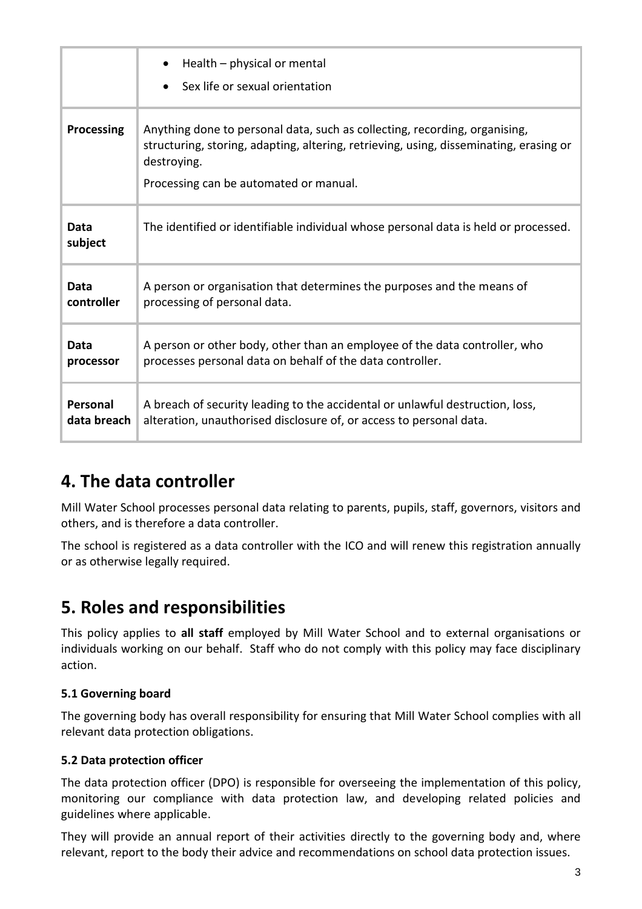| | |
|---|---|
| | • Health – physical or mental<br>• Sex life or sexual orientation |
| **Processing** | Anything done to personal data, such as collecting, recording, organising, structuring, storing, adapting, altering, retrieving, using, disseminating, erasing or destroying.<br>Processing can be automated or manual. |
| **Data subject** | The identified or identifiable individual whose personal data is held or processed. |
| **Data controller** | A person or organisation that determines the purposes and the means of processing of personal data. |
| **Data processor** | A person or other body, other than an employee of the data controller, who processes personal data on behalf of the data controller. |
| **Personal data breach** | A breach of security leading to the accidental or unlawful destruction, loss, alteration, unauthorised disclosure of, or access to personal data. |

# 4. The data controller

Mill Water School processes personal data relating to parents, pupils, staff, governors, visitors and others, and is therefore a data controller.

The school is registered as a data controller with the ICO and will renew this registration annually or as otherwise legally required.

# 5. Roles and responsibilities

This policy applies to **all staff** employed by Mill Water School and to external organisations or individuals working on our behalf. Staff who do not comply with this policy may face disciplinary action.

### 5.1 Governing board

The governing body has overall responsibility for ensuring that Mill Water School complies with all relevant data protection obligations.

### 5.2 Data protection officer

The data protection officer (DPO) is responsible for overseeing the implementation of this policy, monitoring our compliance with data protection law, and developing related policies and guidelines where applicable.

They will provide an annual report of their activities directly to the governing body and, where relevant, report to the body their advice and recommendations on school data protection issues.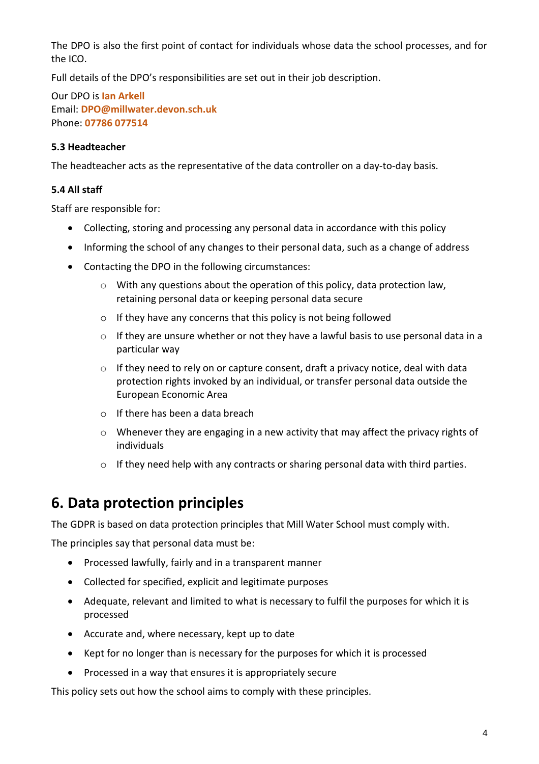The DPO is also the first point of contact for individuals whose data the school processes, and for the ICO.

Full details of the DPO's responsibilities are set out in their job description.

Our DPO is **Ian Arkell**
Email: **DPO@millwater.devon.sch.uk**
Phone: **07786 077514**

### 5.3 Headteacher

The headteacher acts as the representative of the data controller on a day-to-day basis.

### 5.4 All staff

Staff are responsible for:

- Collecting, storing and processing any personal data in accordance with this policy
- Informing the school of any changes to their personal data, such as a change of address
- Contacting the DPO in the following circumstances:
    - With any questions about the operation of this policy, data protection law, retaining personal data or keeping personal data secure
    - If they have any concerns that this policy is not being followed
    - If they are unsure whether or not they have a lawful basis to use personal data in a particular way
    - If they need to rely on or capture consent, draft a privacy notice, deal with data protection rights invoked by an individual, or transfer personal data outside the European Economic Area
    - If there has been a data breach
    - Whenever they are engaging in a new activity that may affect the privacy rights of individuals
    - If they need help with any contracts or sharing personal data with third parties.

## 6. Data protection principles

The GDPR is based on data protection principles that Mill Water School must comply with.

The principles say that personal data must be:

- Processed lawfully, fairly and in a transparent manner
- Collected for specified, explicit and legitimate purposes
- Adequate, relevant and limited to what is necessary to fulfil the purposes for which it is processed
- Accurate and, where necessary, kept up to date
- Kept for no longer than is necessary for the purposes for which it is processed
- Processed in a way that ensures it is appropriately secure

This policy sets out how the school aims to comply with these principles.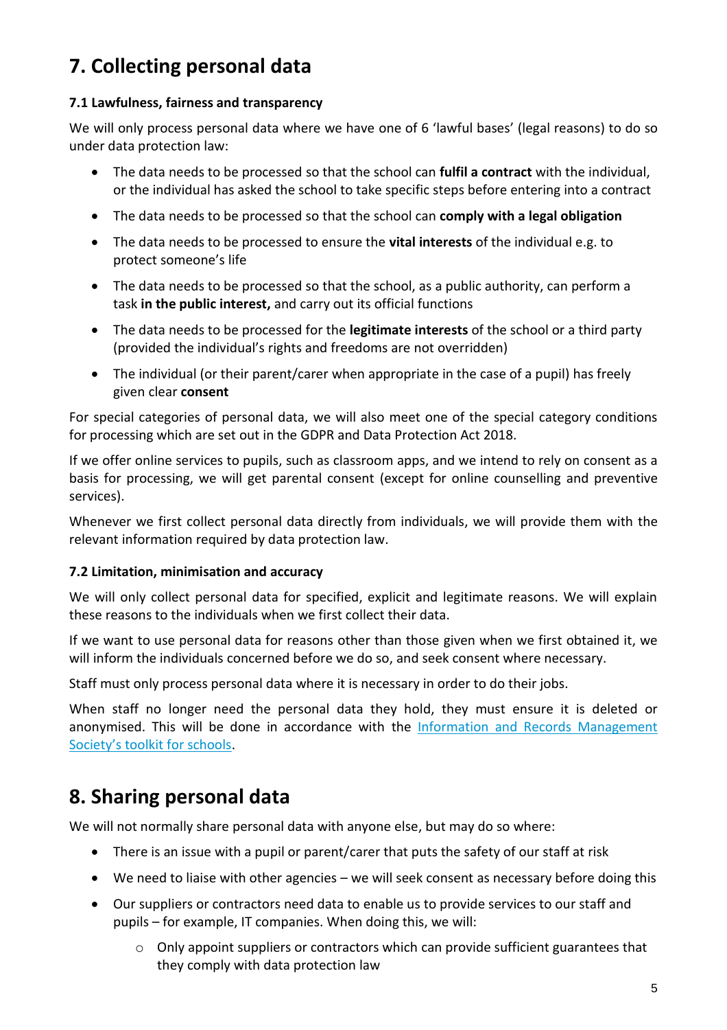## 7. Collecting personal data

### 7.1 Lawfulness, fairness and transparency

We will only process personal data where we have one of 6 'lawful bases' (legal reasons) to do so under data protection law:

- The data needs to be processed so that the school can **fulfil a contract** with the individual, or the individual has asked the school to take specific steps before entering into a contract
- The data needs to be processed so that the school can **comply with a legal obligation**
- The data needs to be processed to ensure the **vital interests** of the individual e.g. to protect someone's life
- The data needs to be processed so that the school, as a public authority, can perform a task **in the public interest,** and carry out its official functions
- The data needs to be processed for the **legitimate interests** of the school or a third party (provided the individual's rights and freedoms are not overridden)
- The individual (or their parent/carer when appropriate in the case of a pupil) has freely given clear **consent**

For special categories of personal data, we will also meet one of the special category conditions for processing which are set out in the GDPR and Data Protection Act 2018.

If we offer online services to pupils, such as classroom apps, and we intend to rely on consent as a basis for processing, we will get parental consent (except for online counselling and preventive services).

Whenever we first collect personal data directly from individuals, we will provide them with the relevant information required by data protection law.

### 7.2 Limitation, minimisation and accuracy

We will only collect personal data for specified, explicit and legitimate reasons. We will explain these reasons to the individuals when we first collect their data.

If we want to use personal data for reasons other than those given when we first obtained it, we will inform the individuals concerned before we do so, and seek consent where necessary.

Staff must only process personal data where it is necessary in order to do their jobs.

When staff no longer need the personal data they hold, they must ensure it is deleted or anonymised. This will be done in accordance with the Information and Records Management Society's toolkit for schools.

## 8. Sharing personal data

We will not normally share personal data with anyone else, but may do so where:

- There is an issue with a pupil or parent/carer that puts the safety of our staff at risk
- We need to liaise with other agencies – we will seek consent as necessary before doing this
- Our suppliers or contractors need data to enable us to provide services to our staff and pupils – for example, IT companies. When doing this, we will:
    - Only appoint suppliers or contractors which can provide sufficient guarantees that they comply with data protection law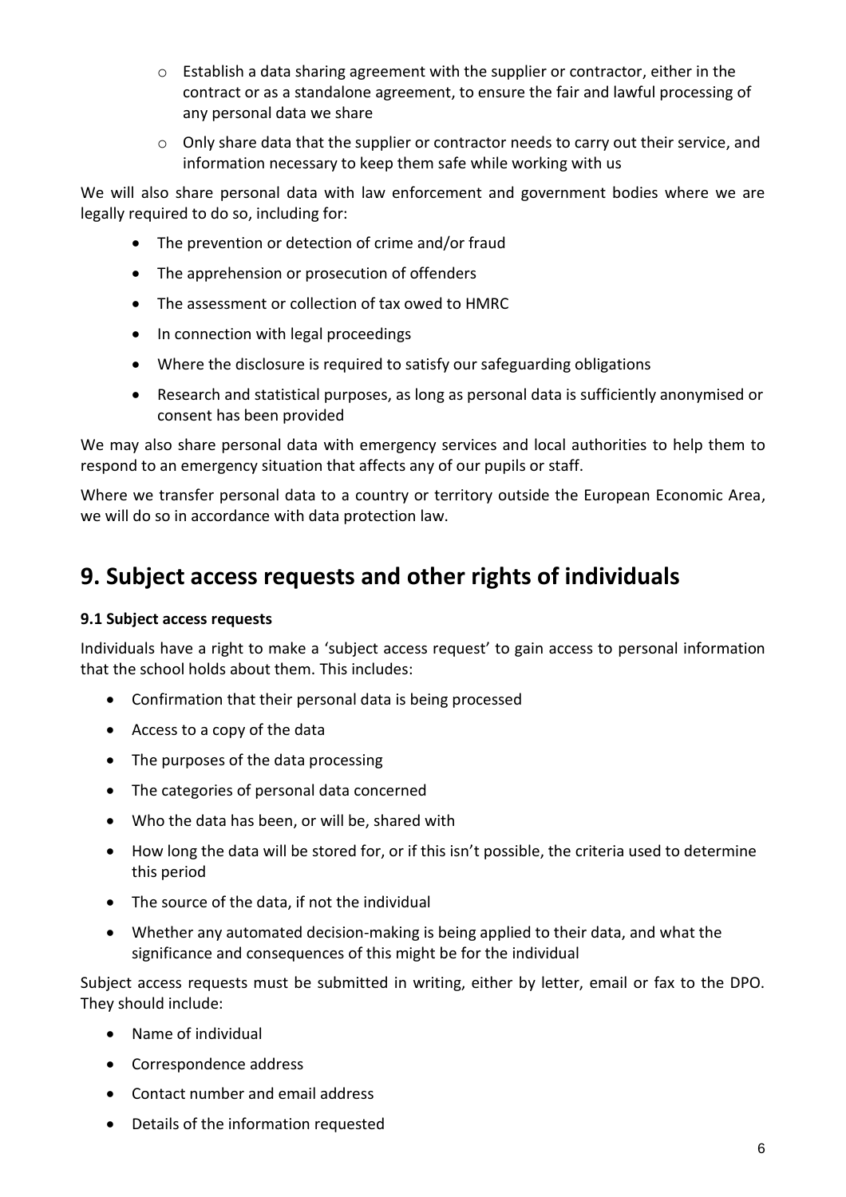- Establish a data sharing agreement with the supplier or contractor, either in the contract or as a standalone agreement, to ensure the fair and lawful processing of any personal data we share
  - Only share data that the supplier or contractor needs to carry out their service, and information necessary to keep them safe while working with us

We will also share personal data with law enforcement and government bodies where we are legally required to do so, including for:

- The prevention or detection of crime and/or fraud
- The apprehension or prosecution of offenders
- The assessment or collection of tax owed to HMRC
- In connection with legal proceedings
- Where the disclosure is required to satisfy our safeguarding obligations
- Research and statistical purposes, as long as personal data is sufficiently anonymised or consent has been provided

We may also share personal data with emergency services and local authorities to help them to respond to an emergency situation that affects any of our pupils or staff.

Where we transfer personal data to a country or territory outside the European Economic Area, we will do so in accordance with data protection law.

# 9. Subject access requests and other rights of individuals

### 9.1 Subject access requests

Individuals have a right to make a 'subject access request' to gain access to personal information that the school holds about them. This includes:

- Confirmation that their personal data is being processed
- Access to a copy of the data
- The purposes of the data processing
- The categories of personal data concerned
- Who the data has been, or will be, shared with
- How long the data will be stored for, or if this isn't possible, the criteria used to determine this period
- The source of the data, if not the individual
- Whether any automated decision-making is being applied to their data, and what the significance and consequences of this might be for the individual

Subject access requests must be submitted in writing, either by letter, email or fax to the DPO. They should include:

- Name of individual
- Correspondence address
- Contact number and email address
- Details of the information requested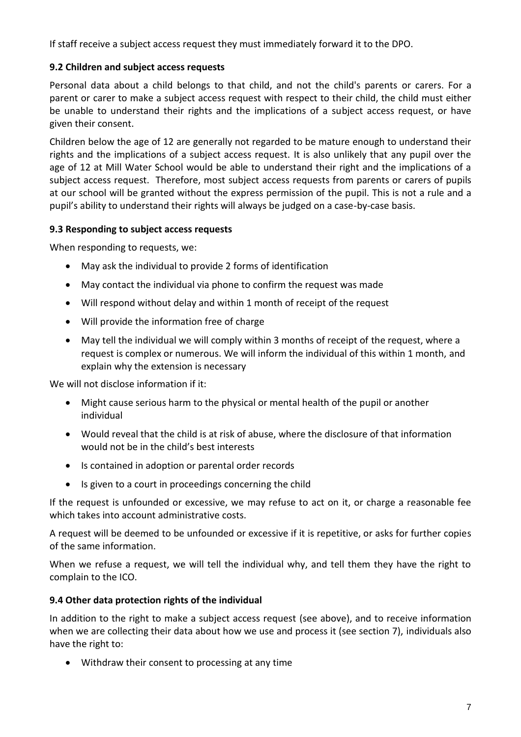If staff receive a subject access request they must immediately forward it to the DPO.

### 9.2 Children and subject access requests

Personal data about a child belongs to that child, and not the child's parents or carers. For a parent or carer to make a subject access request with respect to their child, the child must either be unable to understand their rights and the implications of a subject access request, or have given their consent.

Children below the age of 12 are generally not regarded to be mature enough to understand their rights and the implications of a subject access request. It is also unlikely that any pupil over the age of 12 at Mill Water School would be able to understand their right and the implications of a subject access request. Therefore, most subject access requests from parents or carers of pupils at our school will be granted without the express permission of the pupil. This is not a rule and a pupil's ability to understand their rights will always be judged on a case-by-case basis.

### 9.3 Responding to subject access requests

When responding to requests, we:

- May ask the individual to provide 2 forms of identification
- May contact the individual via phone to confirm the request was made
- Will respond without delay and within 1 month of receipt of the request
- Will provide the information free of charge
- May tell the individual we will comply within 3 months of receipt of the request, where a request is complex or numerous. We will inform the individual of this within 1 month, and explain why the extension is necessary

We will not disclose information if it:

- Might cause serious harm to the physical or mental health of the pupil or another individual
- Would reveal that the child is at risk of abuse, where the disclosure of that information would not be in the child's best interests
- Is contained in adoption or parental order records
- Is given to a court in proceedings concerning the child

If the request is unfounded or excessive, we may refuse to act on it, or charge a reasonable fee which takes into account administrative costs.

A request will be deemed to be unfounded or excessive if it is repetitive, or asks for further copies of the same information.

When we refuse a request, we will tell the individual why, and tell them they have the right to complain to the ICO.

### 9.4 Other data protection rights of the individual

In addition to the right to make a subject access request (see above), and to receive information when we are collecting their data about how we use and process it (see section 7), individuals also have the right to:

- Withdraw their consent to processing at any time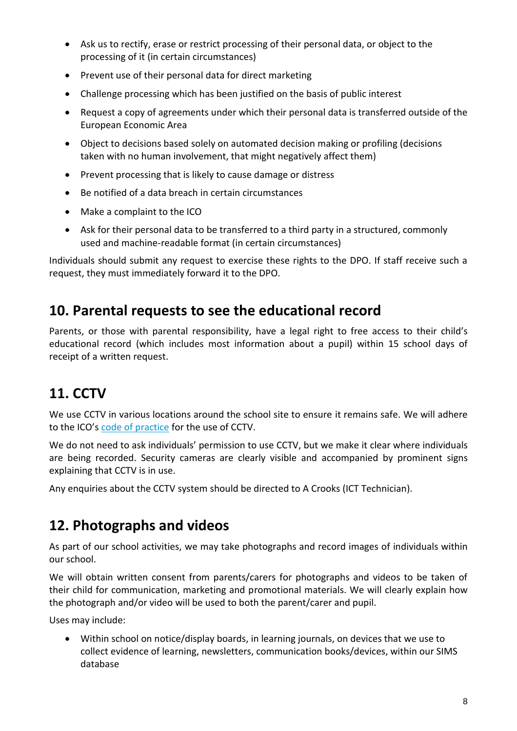- Ask us to rectify, erase or restrict processing of their personal data, or object to the processing of it (in certain circumstances)
- Prevent use of their personal data for direct marketing
- Challenge processing which has been justified on the basis of public interest
- Request a copy of agreements under which their personal data is transferred outside of the European Economic Area
- Object to decisions based solely on automated decision making or profiling (decisions taken with no human involvement, that might negatively affect them)
- Prevent processing that is likely to cause damage or distress
- Be notified of a data breach in certain circumstances
- Make a complaint to the ICO
- Ask for their personal data to be transferred to a third party in a structured, commonly used and machine-readable format (in certain circumstances)

Individuals should submit any request to exercise these rights to the DPO. If staff receive such a request, they must immediately forward it to the DPO.

## 10. Parental requests to see the educational record

Parents, or those with parental responsibility, have a legal right to free access to their child's educational record (which includes most information about a pupil) within 15 school days of receipt of a written request.

## 11. CCTV

We use CCTV in various locations around the school site to ensure it remains safe. We will adhere to the ICO's code of practice for the use of CCTV.

We do not need to ask individuals' permission to use CCTV, but we make it clear where individuals are being recorded. Security cameras are clearly visible and accompanied by prominent signs explaining that CCTV is in use.

Any enquiries about the CCTV system should be directed to A Crooks (ICT Technician).

## 12. Photographs and videos

As part of our school activities, we may take photographs and record images of individuals within our school.

We will obtain written consent from parents/carers for photographs and videos to be taken of their child for communication, marketing and promotional materials. We will clearly explain how the photograph and/or video will be used to both the parent/carer and pupil.

Uses may include:

- Within school on notice/display boards, in learning journals, on devices that we use to collect evidence of learning, newsletters, communication books/devices, within our SIMS database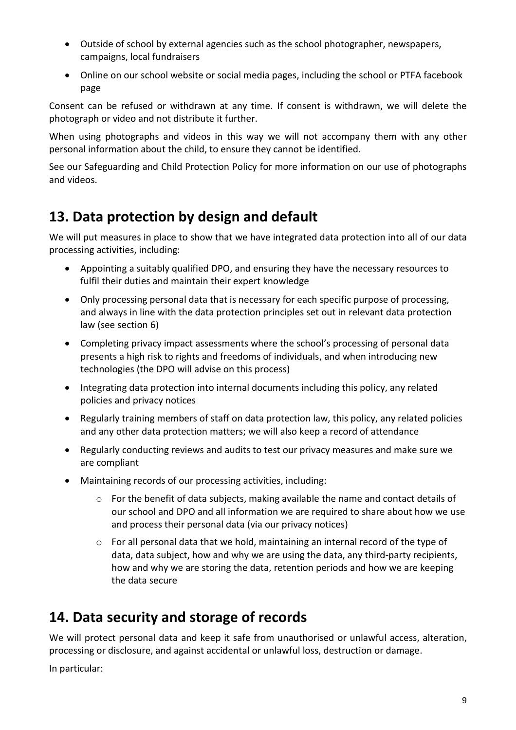- Outside of school by external agencies such as the school photographer, newspapers, campaigns, local fundraisers
- Online on our school website or social media pages, including the school or PTFA facebook page

Consent can be refused or withdrawn at any time. If consent is withdrawn, we will delete the photograph or video and not distribute it further.

When using photographs and videos in this way we will not accompany them with any other personal information about the child, to ensure they cannot be identified.

See our Safeguarding and Child Protection Policy for more information on our use of photographs and videos.

## 13. Data protection by design and default

We will put measures in place to show that we have integrated data protection into all of our data processing activities, including:

- Appointing a suitably qualified DPO, and ensuring they have the necessary resources to fulfil their duties and maintain their expert knowledge
- Only processing personal data that is necessary for each specific purpose of processing, and always in line with the data protection principles set out in relevant data protection law (see section 6)
- Completing privacy impact assessments where the school's processing of personal data presents a high risk to rights and freedoms of individuals, and when introducing new technologies (the DPO will advise on this process)
- Integrating data protection into internal documents including this policy, any related policies and privacy notices
- Regularly training members of staff on data protection law, this policy, any related policies and any other data protection matters; we will also keep a record of attendance
- Regularly conducting reviews and audits to test our privacy measures and make sure we are compliant
- Maintaining records of our processing activities, including:
  - For the benefit of data subjects, making available the name and contact details of our school and DPO and all information we are required to share about how we use and process their personal data (via our privacy notices)
  - For all personal data that we hold, maintaining an internal record of the type of data, data subject, how and why we are using the data, any third-party recipients, how and why we are storing the data, retention periods and how we are keeping the data secure

## 14. Data security and storage of records

We will protect personal data and keep it safe from unauthorised or unlawful access, alteration, processing or disclosure, and against accidental or unlawful loss, destruction or damage.

In particular: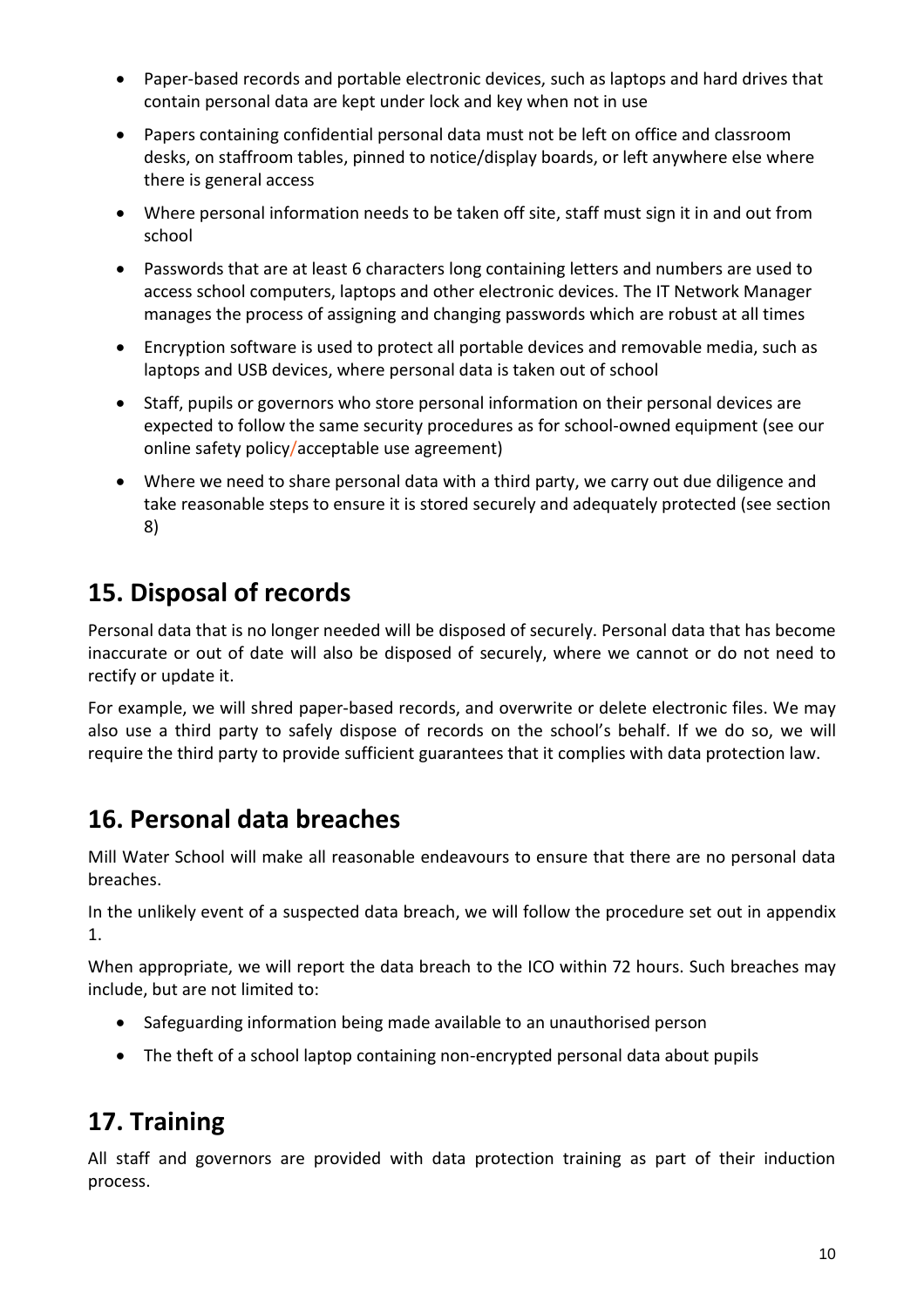- Paper-based records and portable electronic devices, such as laptops and hard drives that contain personal data are kept under lock and key when not in use
- Papers containing confidential personal data must not be left on office and classroom desks, on staffroom tables, pinned to notice/display boards, or left anywhere else where there is general access
- Where personal information needs to be taken off site, staff must sign it in and out from school
- Passwords that are at least 6 characters long containing letters and numbers are used to access school computers, laptops and other electronic devices. The IT Network Manager manages the process of assigning and changing passwords which are robust at all times
- Encryption software is used to protect all portable devices and removable media, such as laptops and USB devices, where personal data is taken out of school
- Staff, pupils or governors who store personal information on their personal devices are expected to follow the same security procedures as for school-owned equipment (see our online safety policy/acceptable use agreement)
- Where we need to share personal data with a third party, we carry out due diligence and take reasonable steps to ensure it is stored securely and adequately protected (see section 8)

## 15. Disposal of records

Personal data that is no longer needed will be disposed of securely. Personal data that has become inaccurate or out of date will also be disposed of securely, where we cannot or do not need to rectify or update it.

For example, we will shred paper-based records, and overwrite or delete electronic files. We may also use a third party to safely dispose of records on the school's behalf. If we do so, we will require the third party to provide sufficient guarantees that it complies with data protection law.

## 16. Personal data breaches

Mill Water School will make all reasonable endeavours to ensure that there are no personal data breaches.

In the unlikely event of a suspected data breach, we will follow the procedure set out in appendix 1.

When appropriate, we will report the data breach to the ICO within 72 hours. Such breaches may include, but are not limited to:

- Safeguarding information being made available to an unauthorised person
- The theft of a school laptop containing non-encrypted personal data about pupils

## 17. Training

All staff and governors are provided with data protection training as part of their induction process.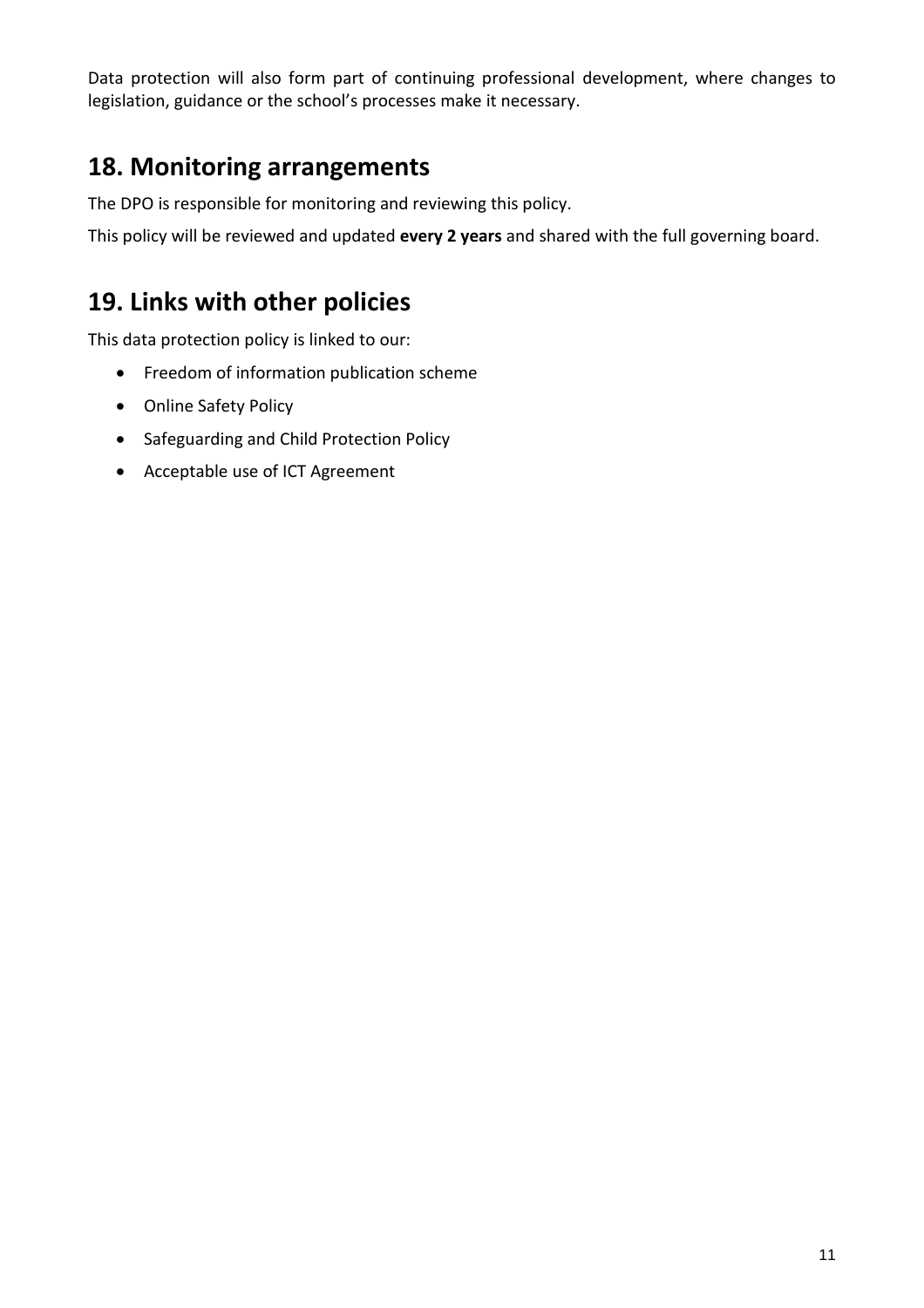Data protection will also form part of continuing professional development, where changes to legislation, guidance or the school's processes make it necessary.

## 18. Monitoring arrangements

The DPO is responsible for monitoring and reviewing this policy.

This policy will be reviewed and updated **every 2 years** and shared with the full governing board.

## 19. Links with other policies

This data protection policy is linked to our:

- Freedom of information publication scheme
- Online Safety Policy
- Safeguarding and Child Protection Policy
- Acceptable use of ICT Agreement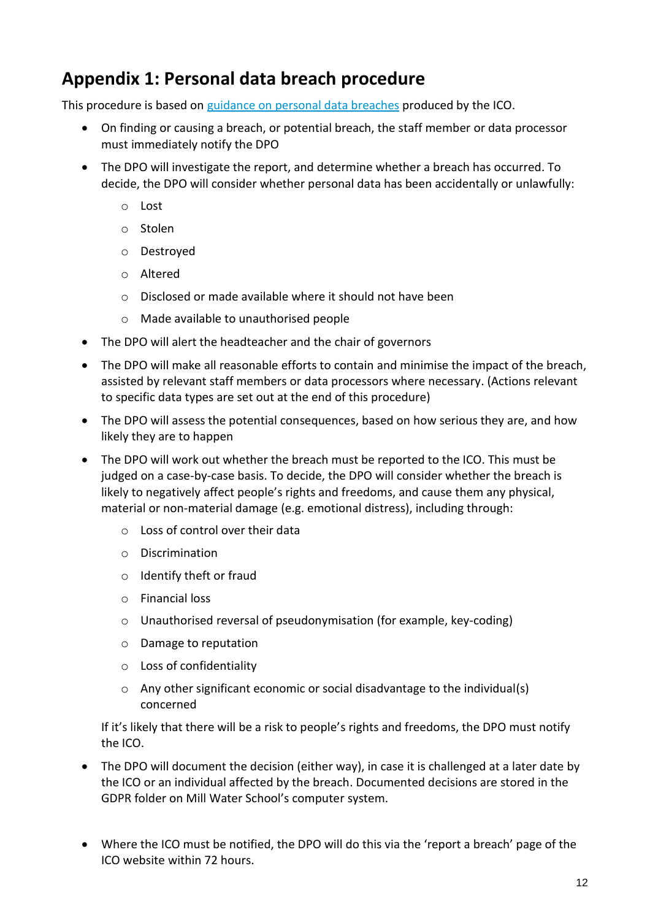## Appendix 1: Personal data breach procedure

This procedure is based on [guidance on personal data breaches]() produced by the ICO.

- On finding or causing a breach, or potential breach, the staff member or data processor must immediately notify the DPO
- The DPO will investigate the report, and determine whether a breach has occurred. To decide, the DPO will consider whether personal data has been accidentally or unlawfully:
  - Lost
  - Stolen
  - Destroyed
  - Altered
  - Disclosed or made available where it should not have been
  - Made available to unauthorised people
- The DPO will alert the headteacher and the chair of governors
- The DPO will make all reasonable efforts to contain and minimise the impact of the breach, assisted by relevant staff members or data processors where necessary. (Actions relevant to specific data types are set out at the end of this procedure)
- The DPO will assess the potential consequences, based on how serious they are, and how likely they are to happen
- The DPO will work out whether the breach must be reported to the ICO. This must be judged on a case-by-case basis. To decide, the DPO will consider whether the breach is likely to negatively affect people's rights and freedoms, and cause them any physical, material or non-material damage (e.g. emotional distress), including through:
  - Loss of control over their data
  - Discrimination
  - Identify theft or fraud
  - Financial loss
  - Unauthorised reversal of pseudonymisation (for example, key-coding)
  - Damage to reputation
  - Loss of confidentiality
  - Any other significant economic or social disadvantage to the individual(s) concerned

  If it's likely that there will be a risk to people's rights and freedoms, the DPO must notify the ICO.
- The DPO will document the decision (either way), in case it is challenged at a later date by the ICO or an individual affected by the breach. Documented decisions are stored in the GDPR folder on Mill Water School's computer system.
- Where the ICO must be notified, the DPO will do this via the 'report a breach' page of the ICO website within 72 hours.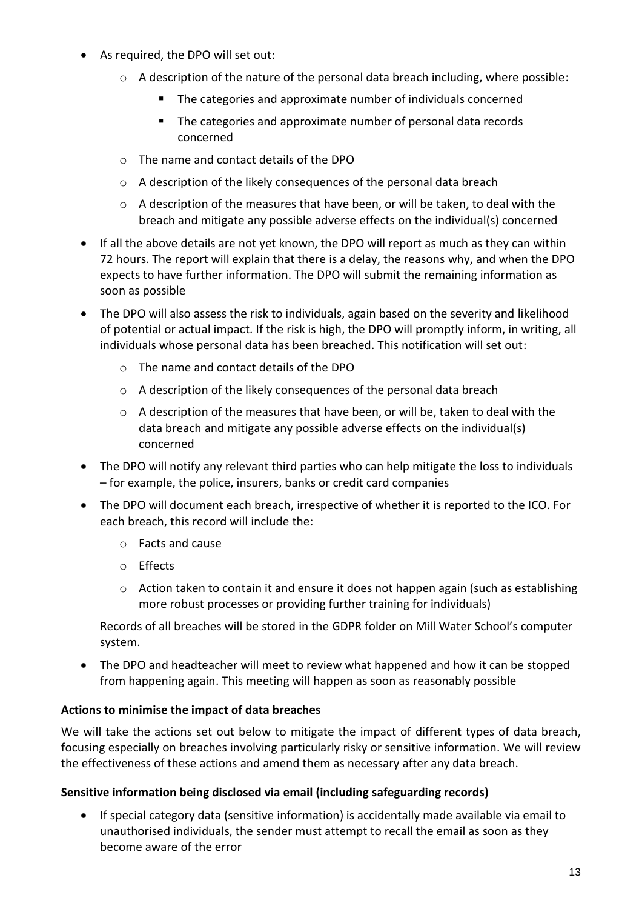- As required, the DPO will set out:
    - A description of the nature of the personal data breach including, where possible:
        - The categories and approximate number of individuals concerned
        - The categories and approximate number of personal data records concerned
    - The name and contact details of the DPO
    - A description of the likely consequences of the personal data breach
    - A description of the measures that have been, or will be taken, to deal with the breach and mitigate any possible adverse effects on the individual(s) concerned
- If all the above details are not yet known, the DPO will report as much as they can within 72 hours. The report will explain that there is a delay, the reasons why, and when the DPO expects to have further information. The DPO will submit the remaining information as soon as possible
- The DPO will also assess the risk to individuals, again based on the severity and likelihood of potential or actual impact. If the risk is high, the DPO will promptly inform, in writing, all individuals whose personal data has been breached. This notification will set out:
    - The name and contact details of the DPO
    - A description of the likely consequences of the personal data breach
    - A description of the measures that have been, or will be, taken to deal with the data breach and mitigate any possible adverse effects on the individual(s) concerned
- The DPO will notify any relevant third parties who can help mitigate the loss to individuals – for example, the police, insurers, banks or credit card companies
- The DPO will document each breach, irrespective of whether it is reported to the ICO. For each breach, this record will include the:
    - Facts and cause
    - Effects
    - Action taken to contain it and ensure it does not happen again (such as establishing more robust processes or providing further training for individuals)

  Records of all breaches will be stored in the GDPR folder on Mill Water School's computer system.
- The DPO and headteacher will meet to review what happened and how it can be stopped from happening again. This meeting will happen as soon as reasonably possible

**Actions to minimise the impact of data breaches**

We will take the actions set out below to mitigate the impact of different types of data breach, focusing especially on breaches involving particularly risky or sensitive information. We will review the effectiveness of these actions and amend them as necessary after any data breach.

**Sensitive information being disclosed via email (including safeguarding records)**

- If special category data (sensitive information) is accidentally made available via email to unauthorised individuals, the sender must attempt to recall the email as soon as they become aware of the error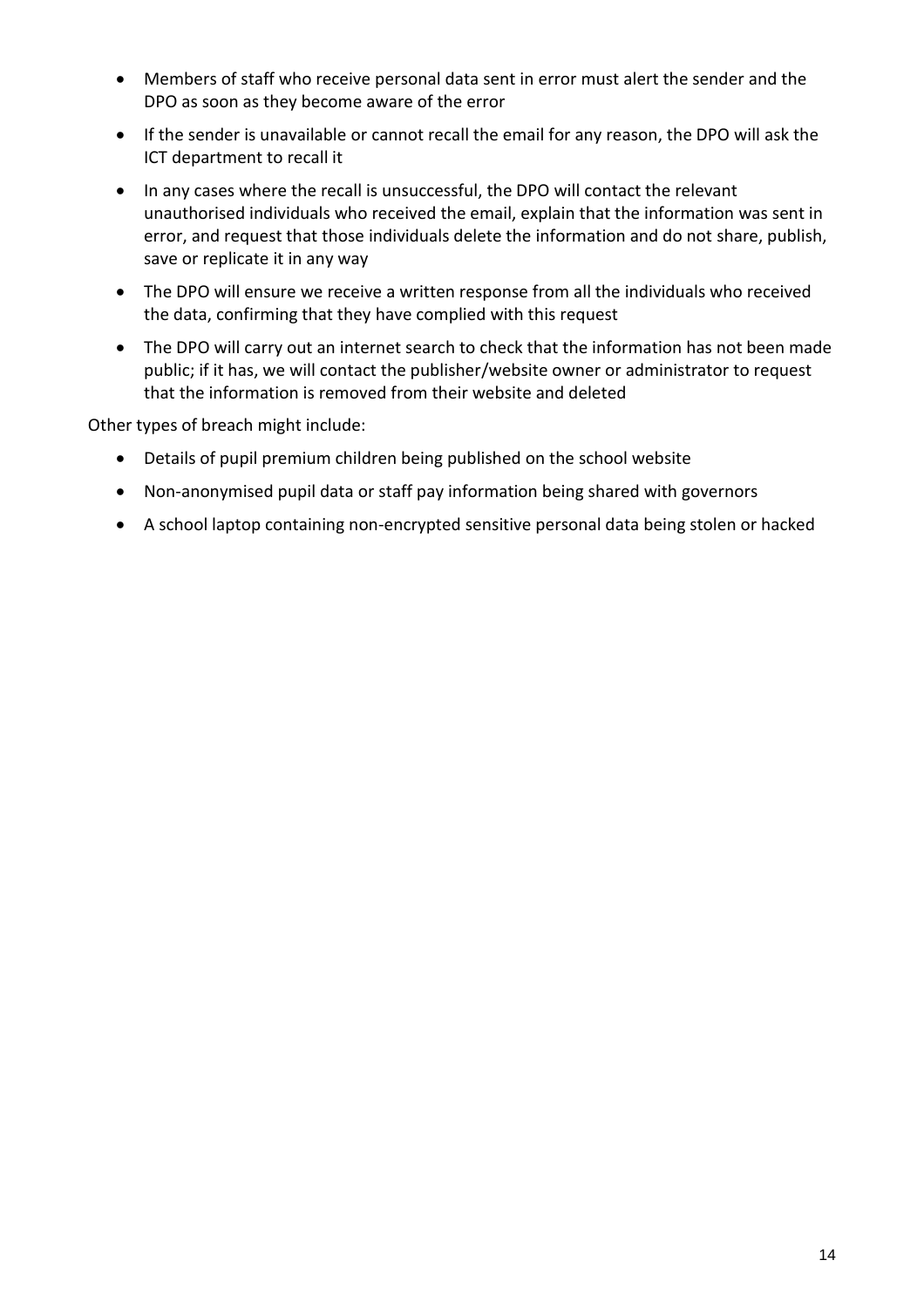- Members of staff who receive personal data sent in error must alert the sender and the DPO as soon as they become aware of the error
- If the sender is unavailable or cannot recall the email for any reason, the DPO will ask the ICT department to recall it
- In any cases where the recall is unsuccessful, the DPO will contact the relevant unauthorised individuals who received the email, explain that the information was sent in error, and request that those individuals delete the information and do not share, publish, save or replicate it in any way
- The DPO will ensure we receive a written response from all the individuals who received the data, confirming that they have complied with this request
- The DPO will carry out an internet search to check that the information has not been made public; if it has, we will contact the publisher/website owner or administrator to request that the information is removed from their website and deleted

Other types of breach might include:

- Details of pupil premium children being published on the school website
- Non-anonymised pupil data or staff pay information being shared with governors
- A school laptop containing non-encrypted sensitive personal data being stolen or hacked